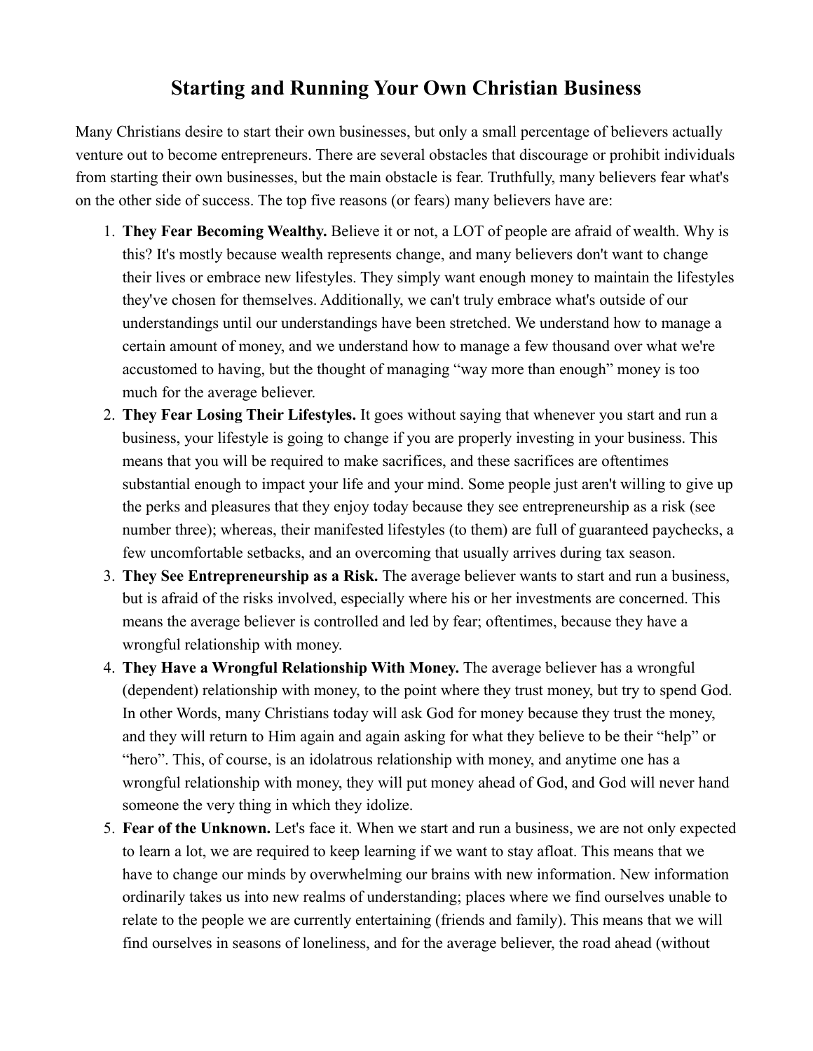# Starting and Running Your Own Christian Business

Many Christians desire to start their own businesses, but only a small percentage of believers actually venture out to become entrepreneurs. There are several obstacles that discourage or prohibit individuals from starting their own businesses, but the main obstacle is fear. Truthfully, many believers fear what's on the other side of success. The top five reasons (or fears) many believers have are:

1. **They Fear Becoming Wealthy.** Believe it or not, a LOT of people are afraid of wealth. Why is this? It's mostly because wealth represents change, and many believers don't want to change their lives or embrace new lifestyles. They simply want enough money to maintain the lifestyles they've chosen for themselves. Additionally, we can't truly embrace what's outside of our understandings until our understandings have been stretched. We understand how to manage a certain amount of money, and we understand how to manage a few thousand over what we're accustomed to having, but the thought of managing "way more than enough" money is too much for the average believer.
2. **They Fear Losing Their Lifestyles.** It goes without saying that whenever you start and run a business, your lifestyle is going to change if you are properly investing in your business. This means that you will be required to make sacrifices, and these sacrifices are oftentimes substantial enough to impact your life and your mind. Some people just aren't willing to give up the perks and pleasures that they enjoy today because they see entrepreneurship as a risk (see number three); whereas, their manifested lifestyles (to them) are full of guaranteed paychecks, a few uncomfortable setbacks, and an overcoming that usually arrives during tax season.
3. **They See Entrepreneurship as a Risk.** The average believer wants to start and run a business, but is afraid of the risks involved, especially where his or her investments are concerned. This means the average believer is controlled and led by fear; oftentimes, because they have a wrongful relationship with money.
4. **They Have a Wrongful Relationship With Money.** The average believer has a wrongful (dependent) relationship with money, to the point where they trust money, but try to spend God. In other Words, many Christians today will ask God for money because they trust the money, and they will return to Him again and again asking for what they believe to be their "help" or "hero". This, of course, is an idolatrous relationship with money, and anytime one has a wrongful relationship with money, they will put money ahead of God, and God will never hand someone the very thing in which they idolize.
5. **Fear of the Unknown.** Let's face it. When we start and run a business, we are not only expected to learn a lot, we are required to keep learning if we want to stay afloat. This means that we have to change our minds by overwhelming our brains with new information. New information ordinarily takes us into new realms of understanding; places where we find ourselves unable to relate to the people we are currently entertaining (friends and family). This means that we will find ourselves in seasons of loneliness, and for the average believer, the road ahead (without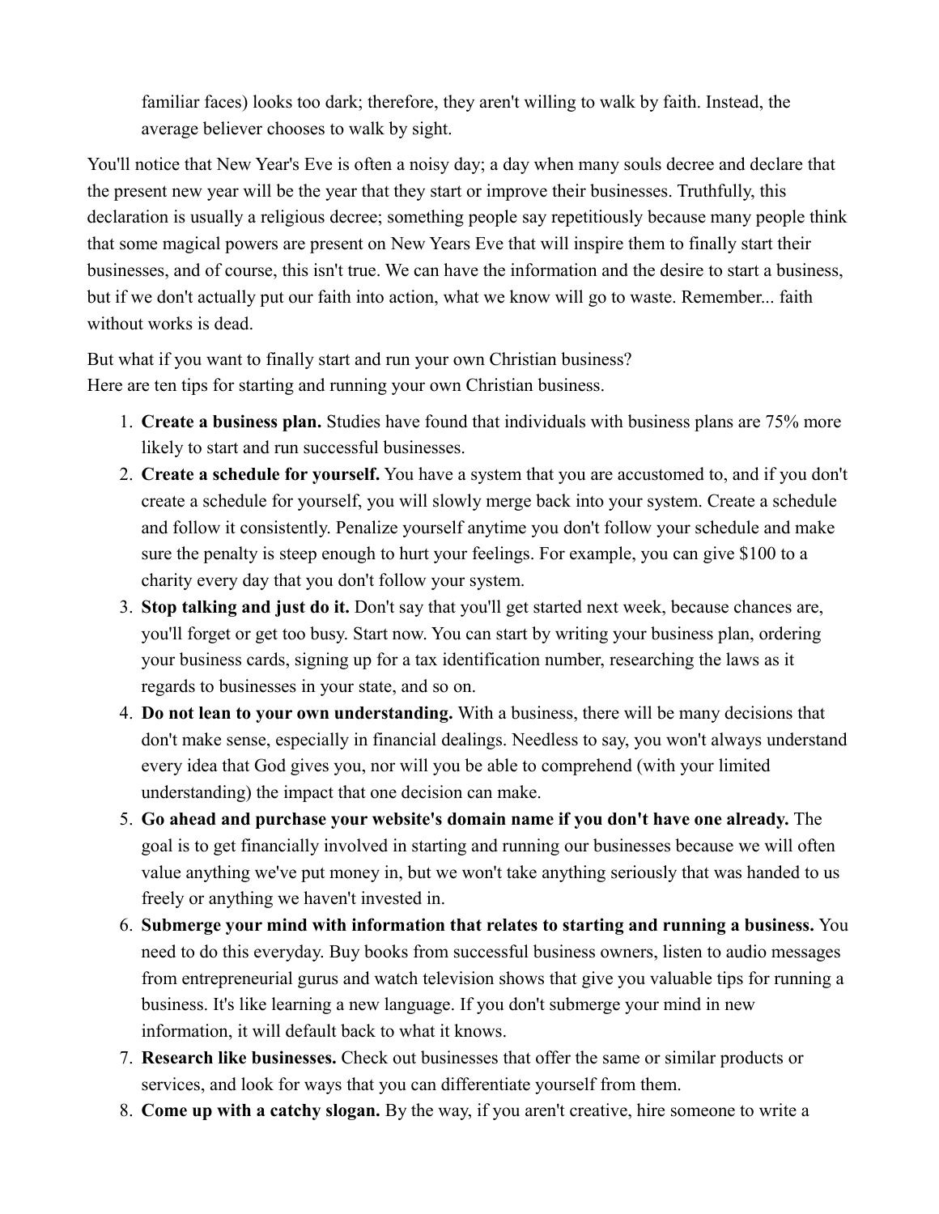familiar faces) looks too dark; therefore, they aren't willing to walk by faith. Instead, the average believer chooses to walk by sight.

You'll notice that New Year's Eve is often a noisy day; a day when many souls decree and declare that the present new year will be the year that they start or improve their businesses. Truthfully, this declaration is usually a religious decree; something people say repetitiously because many people think that some magical powers are present on New Years Eve that will inspire them to finally start their businesses, and of course, this isn't true. We can have the information and the desire to start a business, but if we don't actually put our faith into action, what we know will go to waste. Remember... faith without works is dead.

But what if you want to finally start and run your own Christian business?
Here are ten tips for starting and running your own Christian business.

1. **Create a business plan.** Studies have found that individuals with business plans are 75% more likely to start and run successful businesses.
2. **Create a schedule for yourself.** You have a system that you are accustomed to, and if you don't create a schedule for yourself, you will slowly merge back into your system. Create a schedule and follow it consistently. Penalize yourself anytime you don't follow your schedule and make sure the penalty is steep enough to hurt your feelings. For example, you can give $100 to a charity every day that you don't follow your system.
3. **Stop talking and just do it.** Don't say that you'll get started next week, because chances are, you'll forget or get too busy. Start now. You can start by writing your business plan, ordering your business cards, signing up for a tax identification number, researching the laws as it regards to businesses in your state, and so on.
4. **Do not lean to your own understanding.** With a business, there will be many decisions that don't make sense, especially in financial dealings. Needless to say, you won't always understand every idea that God gives you, nor will you be able to comprehend (with your limited understanding) the impact that one decision can make.
5. **Go ahead and purchase your website's domain name if you don't have one already.** The goal is to get financially involved in starting and running our businesses because we will often value anything we've put money in, but we won't take anything seriously that was handed to us freely or anything we haven't invested in.
6. **Submerge your mind with information that relates to starting and running a business.** You need to do this everyday. Buy books from successful business owners, listen to audio messages from entrepreneurial gurus and watch television shows that give you valuable tips for running a business. It's like learning a new language. If you don't submerge your mind in new information, it will default back to what it knows.
7. **Research like businesses.** Check out businesses that offer the same or similar products or services, and look for ways that you can differentiate yourself from them.
8. **Come up with a catchy slogan.** By the way, if you aren't creative, hire someone to write a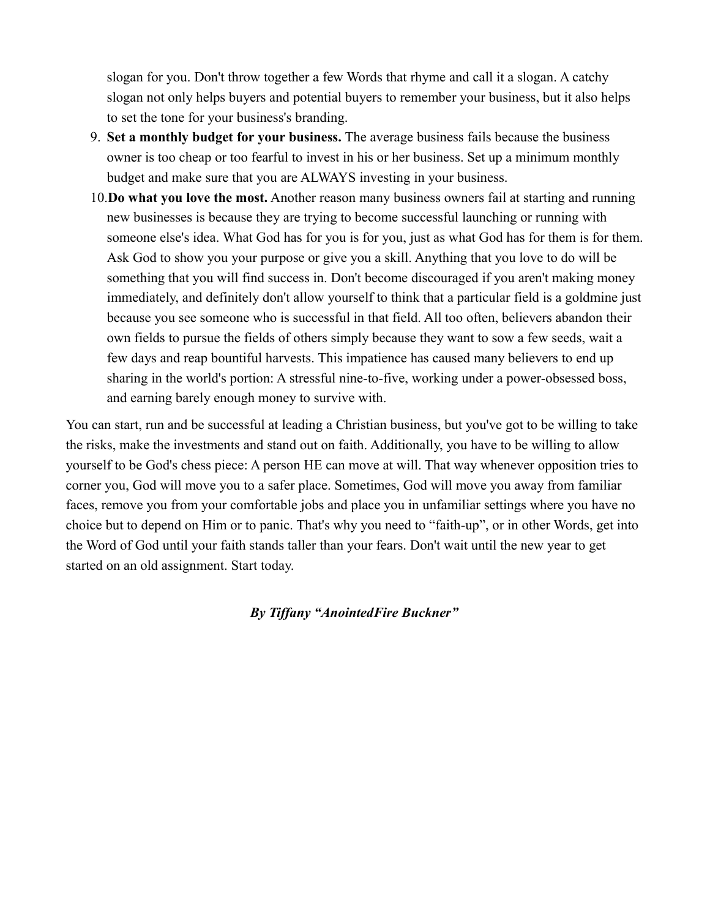slogan for you. Don't throw together a few Words that rhyme and call it a slogan. A catchy slogan not only helps buyers and potential buyers to remember your business, but it also helps to set the tone for your business's branding.

9. **Set a monthly budget for your business.** The average business fails because the business owner is too cheap or too fearful to invest in his or her business. Set up a minimum monthly budget and make sure that you are ALWAYS investing in your business.
10. **Do what you love the most.** Another reason many business owners fail at starting and running new businesses is because they are trying to become successful launching or running with someone else's idea. What God has for you is for you, just as what God has for them is for them. Ask God to show you your purpose or give you a skill. Anything that you love to do will be something that you will find success in. Don't become discouraged if you aren't making money immediately, and definitely don't allow yourself to think that a particular field is a goldmine just because you see someone who is successful in that field. All too often, believers abandon their own fields to pursue the fields of others simply because they want to sow a few seeds, wait a few days and reap bountiful harvests. This impatience has caused many believers to end up sharing in the world's portion: A stressful nine-to-five, working under a power-obsessed boss, and earning barely enough money to survive with.

You can start, run and be successful at leading a Christian business, but you've got to be willing to take the risks, make the investments and stand out on faith. Additionally, you have to be willing to allow yourself to be God's chess piece: A person HE can move at will. That way whenever opposition tries to corner you, God will move you to a safer place. Sometimes, God will move you away from familiar faces, remove you from your comfortable jobs and place you in unfamiliar settings where you have no choice but to depend on Him or to panic. That's why you need to "faith-up", or in other Words, get into the Word of God until your faith stands taller than your fears. Don't wait until the new year to get started on an old assignment. Start today.

***By Tiffany "AnointedFire Buckner"***